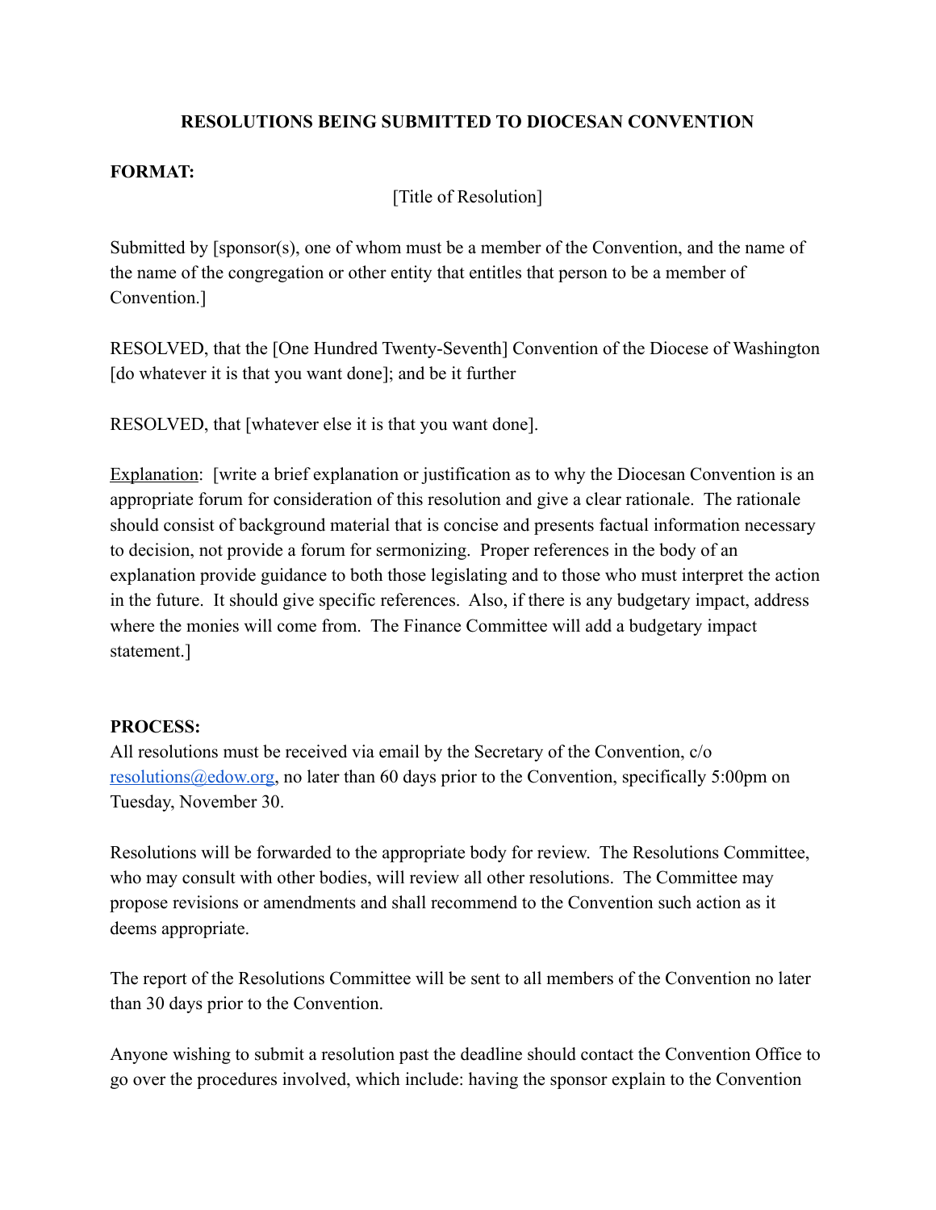## RESOLUTIONS BEING SUBMITTED TO DIOCESAN CONVENTION

**FORMAT:**

[Title of Resolution]

Submitted by [sponsor(s), one of whom must be a member of the Convention, and the name of the name of the congregation or other entity that entitles that person to be a member of Convention.]

RESOLVED, that the [One Hundred Twenty-Seventh] Convention of the Diocese of Washington [do whatever it is that you want done]; and be it further

RESOLVED, that [whatever else it is that you want done].

Explanation: [write a brief explanation or justification as to why the Diocesan Convention is an appropriate forum for consideration of this resolution and give a clear rationale. The rationale should consist of background material that is concise and presents factual information necessary to decision, not provide a forum for sermonizing. Proper references in the body of an explanation provide guidance to both those legislating and to those who must interpret the action in the future. It should give specific references. Also, if there is any budgetary impact, address where the monies will come from. The Finance Committee will add a budgetary impact statement.]

**PROCESS:**

All resolutions must be received via email by the Secretary of the Convention, c/o resolutions@edow.org, no later than 60 days prior to the Convention, specifically 5:00pm on Tuesday, November 30.

Resolutions will be forwarded to the appropriate body for review. The Resolutions Committee, who may consult with other bodies, will review all other resolutions. The Committee may propose revisions or amendments and shall recommend to the Convention such action as it deems appropriate.

The report of the Resolutions Committee will be sent to all members of the Convention no later than 30 days prior to the Convention.

Anyone wishing to submit a resolution past the deadline should contact the Convention Office to go over the procedures involved, which include: having the sponsor explain to the Convention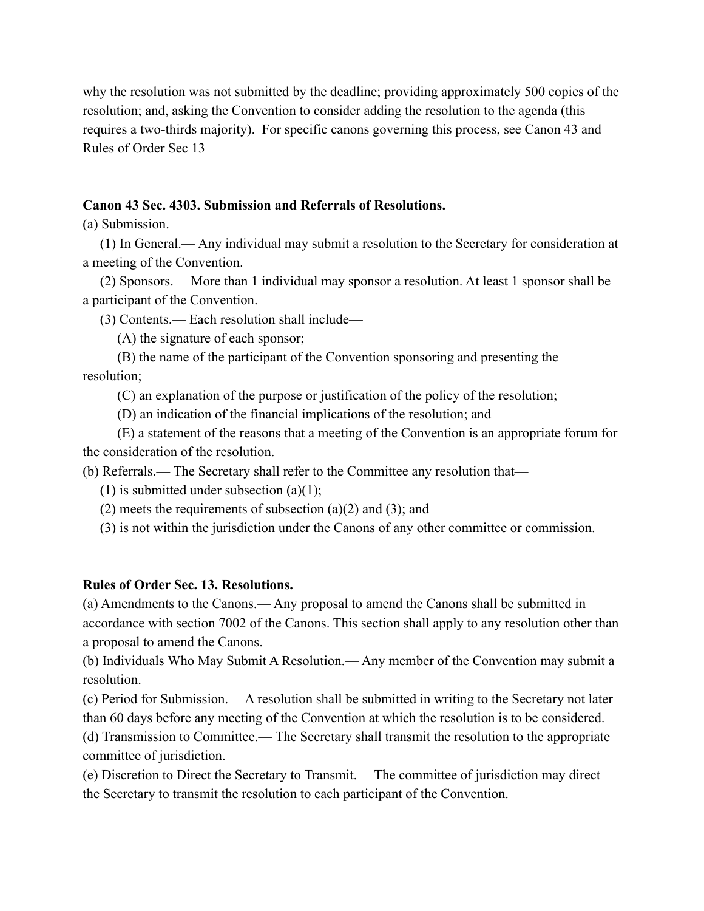why the resolution was not submitted by the deadline; providing approximately 500 copies of the resolution; and, asking the Convention to consider adding the resolution to the agenda (this requires a two-thirds majority). For specific canons governing this process, see Canon 43 and Rules of Order Sec 13

**Canon 43 Sec. 4303. Submission and Referrals of Resolutions.**

(a) Submission.—

(1) In General.— Any individual may submit a resolution to the Secretary for consideration at a meeting of the Convention.

(2) Sponsors.— More than 1 individual may sponsor a resolution. At least 1 sponsor shall be a participant of the Convention.

(3) Contents.— Each resolution shall include—

(A) the signature of each sponsor;

(B) the name of the participant of the Convention sponsoring and presenting the resolution;

(C) an explanation of the purpose or justification of the policy of the resolution;

(D) an indication of the financial implications of the resolution; and

(E) a statement of the reasons that a meeting of the Convention is an appropriate forum for the consideration of the resolution.

(b) Referrals.— The Secretary shall refer to the Committee any resolution that—

(1) is submitted under subsection (a)(1);

(2) meets the requirements of subsection (a)(2) and (3); and

(3) is not within the jurisdiction under the Canons of any other committee or commission.

**Rules of Order Sec. 13. Resolutions.**

(a) Amendments to the Canons.— Any proposal to amend the Canons shall be submitted in accordance with section 7002 of the Canons. This section shall apply to any resolution other than a proposal to amend the Canons.

(b) Individuals Who May Submit A Resolution.— Any member of the Convention may submit a resolution.

(c) Period for Submission.— A resolution shall be submitted in writing to the Secretary not later than 60 days before any meeting of the Convention at which the resolution is to be considered.

(d) Transmission to Committee.— The Secretary shall transmit the resolution to the appropriate committee of jurisdiction.

(e) Discretion to Direct the Secretary to Transmit.— The committee of jurisdiction may direct the Secretary to transmit the resolution to each participant of the Convention.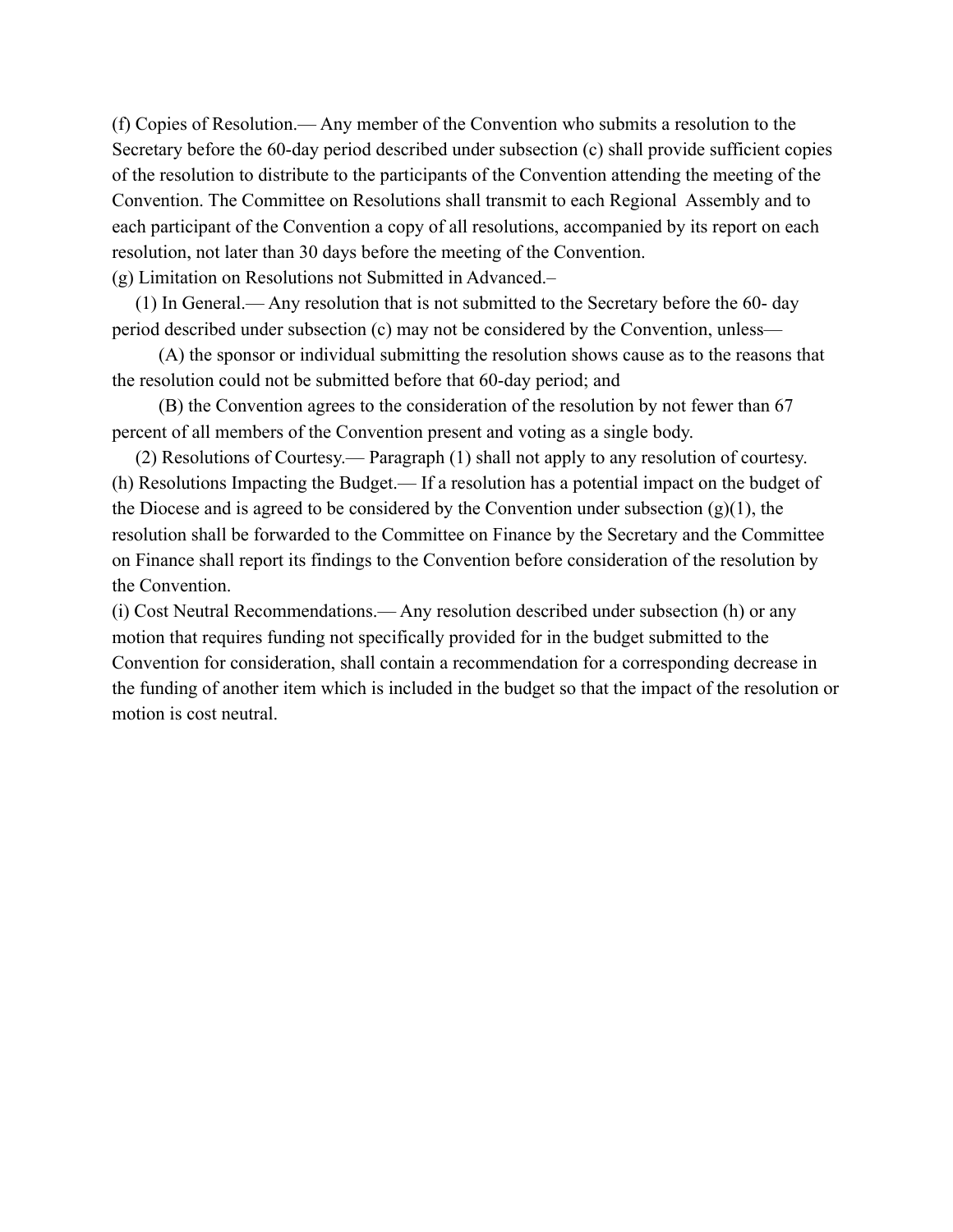(f) Copies of Resolution.— Any member of the Convention who submits a resolution to the Secretary before the 60-day period described under subsection (c) shall provide sufficient copies of the resolution to distribute to the participants of the Convention attending the meeting of the Convention. The Committee on Resolutions shall transmit to each Regional Assembly and to each participant of the Convention a copy of all resolutions, accompanied by its report on each resolution, not later than 30 days before the meeting of the Convention.

(g) Limitation on Resolutions not Submitted in Advanced.–

(1) In General.— Any resolution that is not submitted to the Secretary before the 60- day period described under subsection (c) may not be considered by the Convention, unless—

(A) the sponsor or individual submitting the resolution shows cause as to the reasons that the resolution could not be submitted before that 60-day period; and

(B) the Convention agrees to the consideration of the resolution by not fewer than 67 percent of all members of the Convention present and voting as a single body.

(2) Resolutions of Courtesy.— Paragraph (1) shall not apply to any resolution of courtesy.

(h) Resolutions Impacting the Budget.— If a resolution has a potential impact on the budget of the Diocese and is agreed to be considered by the Convention under subsection (g)(1), the resolution shall be forwarded to the Committee on Finance by the Secretary and the Committee on Finance shall report its findings to the Convention before consideration of the resolution by the Convention.

(i) Cost Neutral Recommendations.— Any resolution described under subsection (h) or any motion that requires funding not specifically provided for in the budget submitted to the Convention for consideration, shall contain a recommendation for a corresponding decrease in the funding of another item which is included in the budget so that the impact of the resolution or motion is cost neutral.